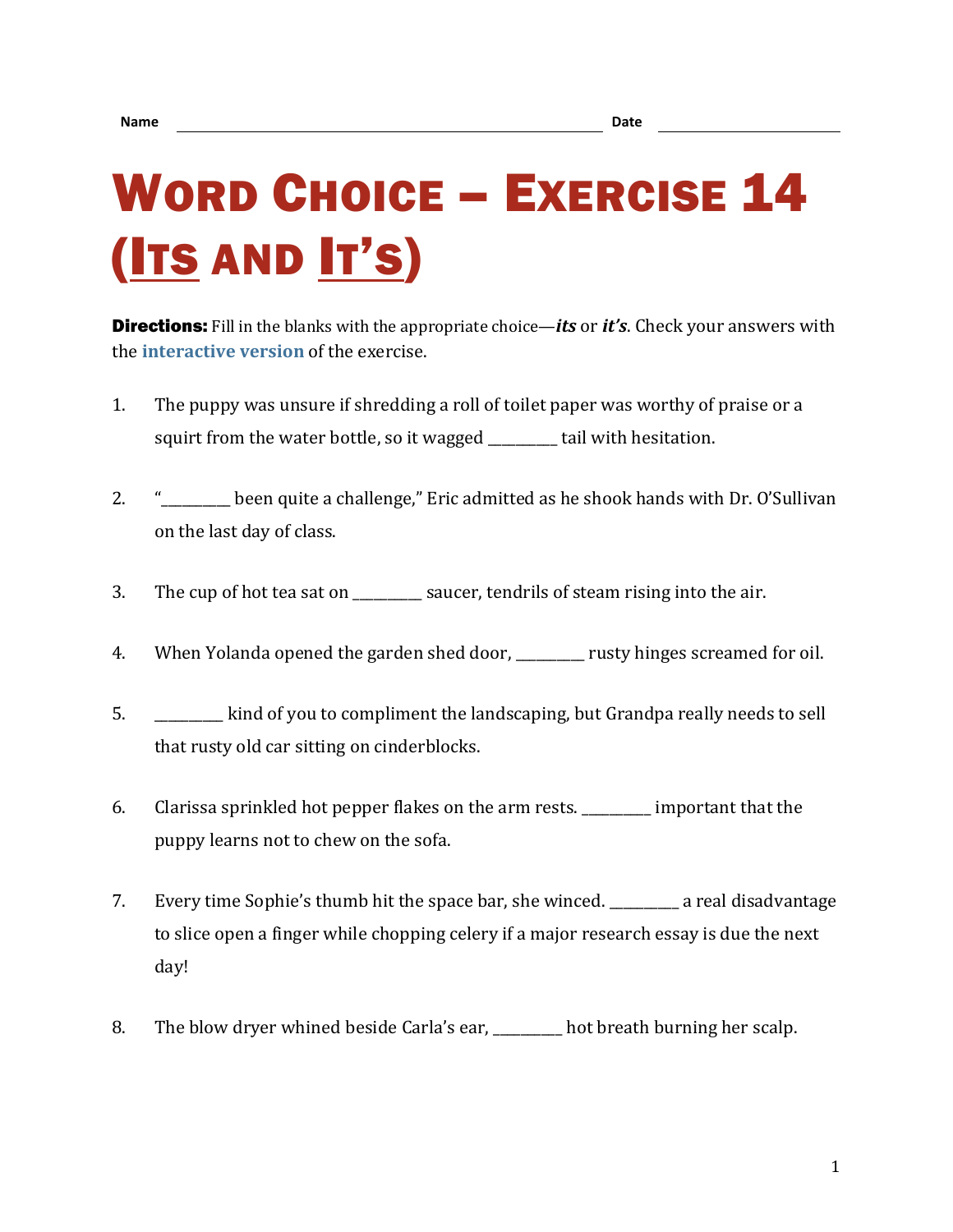Name ______________________________ Date ______________

# Word Choice – Exercise 14 (Its and It's)

**Directions:** Fill in the blanks with the appropriate choice—***its*** or ***it's***. Check your answers with the interactive version of the exercise.

1. The puppy was unsure if shredding a roll of toilet paper was worthy of praise or a squirt from the water bottle, so it wagged _________ tail with hesitation.

2. "_________ been quite a challenge," Eric admitted as he shook hands with Dr. O'Sullivan on the last day of class.

3. The cup of hot tea sat on _________ saucer, tendrils of steam rising into the air.

4. When Yolanda opened the garden shed door, _________ rusty hinges screamed for oil.

5. _________ kind of you to compliment the landscaping, but Grandpa really needs to sell that rusty old car sitting on cinderblocks.

6. Clarissa sprinkled hot pepper flakes on the arm rests. _________ important that the puppy learns not to chew on the sofa.

7. Every time Sophie's thumb hit the space bar, she winced. _________ a real disadvantage to slice open a finger while chopping celery if a major research essay is due the next day!

8. The blow dryer whined beside Carla's ear, _________ hot breath burning her scalp.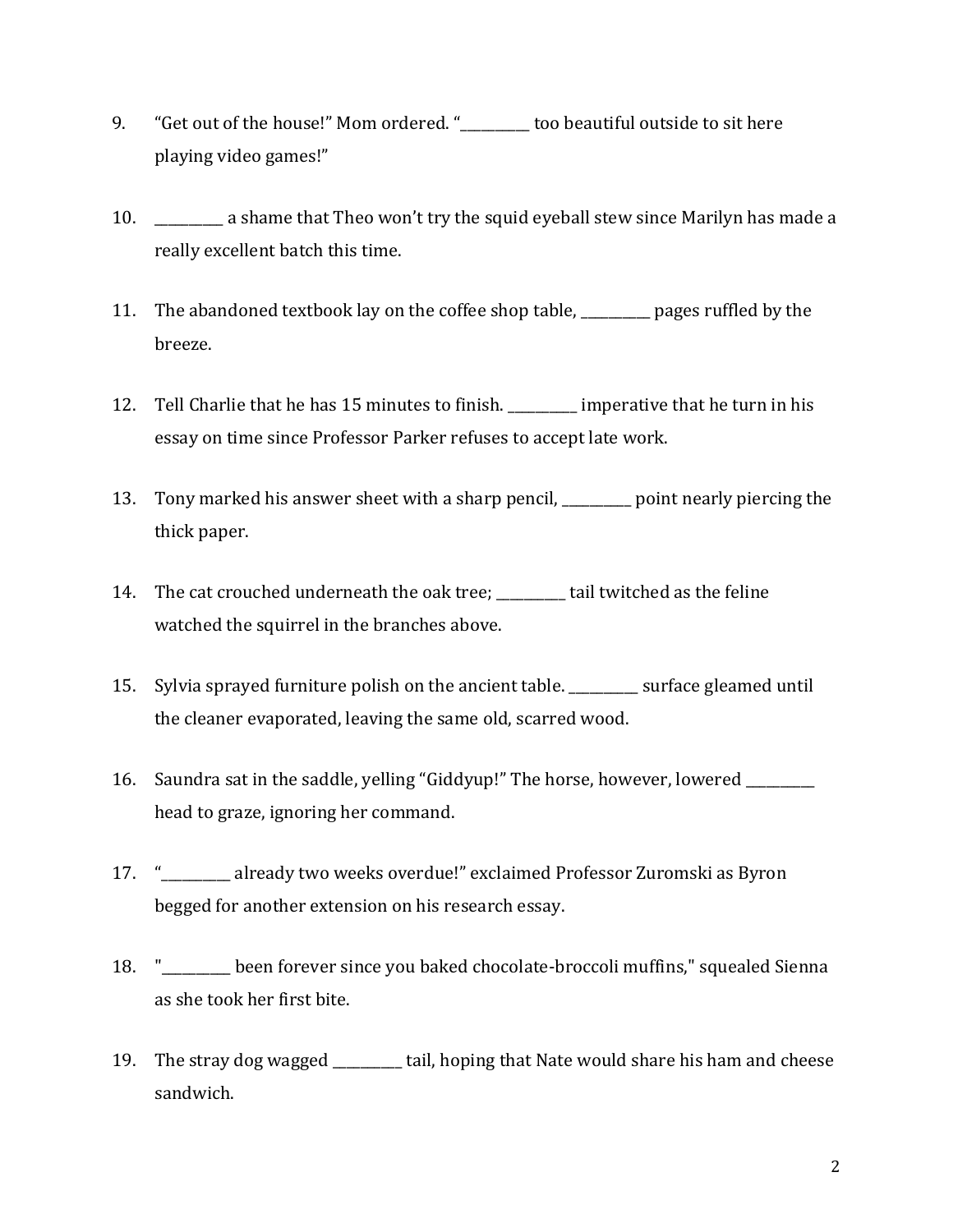9. “__________ too beautiful outside to sit here playing video games!” Mom ordered. “__________ too beautiful outside to sit here playing video games!”

9. “Get out of the house!” Mom ordered. “__________ too beautiful outside to sit here playing video games!”

10. __________ a shame that Theo won’t try the squid eyeball stew since Marilyn has made a really excellent batch this time.

11. The abandoned textbook lay on the coffee shop table, __________ pages ruffled by the breeze.

12. Tell Charlie that he has 15 minutes to finish. __________ imperative that he turn in his essay on time since Professor Parker refuses to accept late work.

13. Tony marked his answer sheet with a sharp pencil, __________ point nearly piercing the thick paper.

14. The cat crouched underneath the oak tree; __________ tail twitched as the feline watched the squirrel in the branches above.

15. Sylvia sprayed furniture polish on the ancient table. __________ surface gleamed until the cleaner evaporated, leaving the same old, scarred wood.

16. Saundra sat in the saddle, yelling “Giddyup!” The horse, however, lowered __________ head to graze, ignoring her command.

17. “__________ already two weeks overdue!” exclaimed Professor Zuromski as Byron begged for another extension on his research essay.

18. "__________ been forever since you baked chocolate-broccoli muffins," squealed Sienna as she took her first bite.

19. The stray dog wagged __________ tail, hoping that Nate would share his ham and cheese sandwich.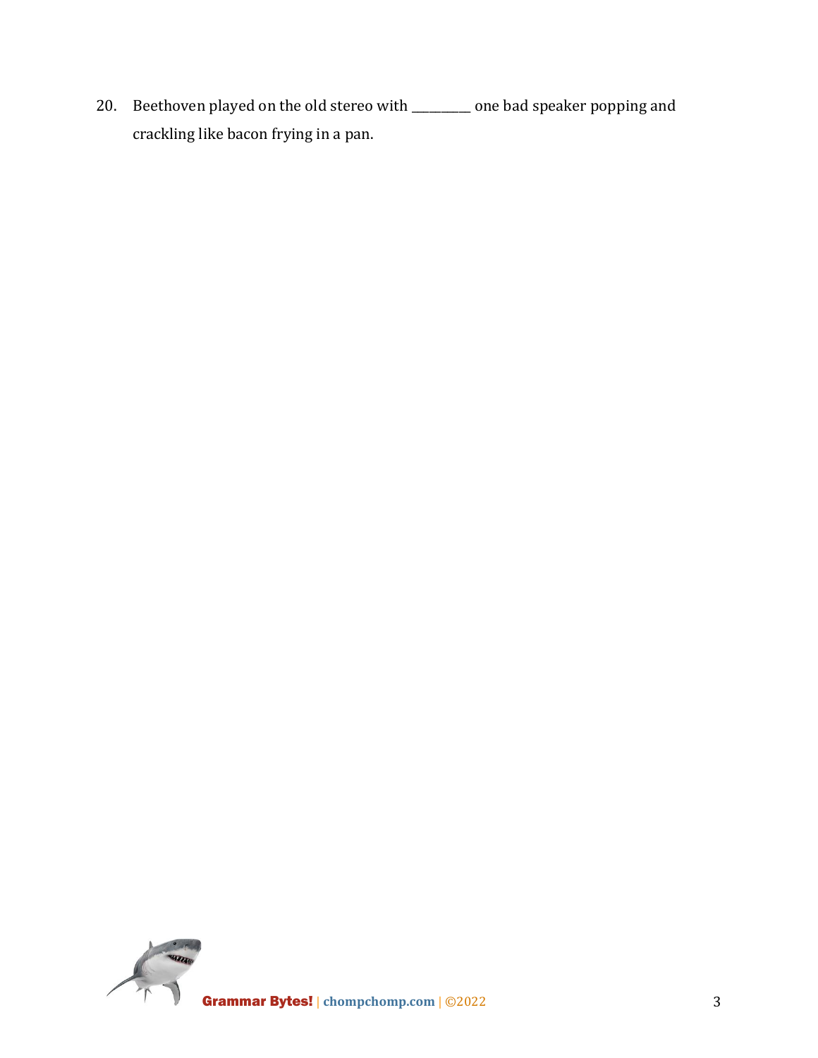20. Beethoven played on the old stereo with _________ one bad speaker popping and crackling like bacon frying in a pan.